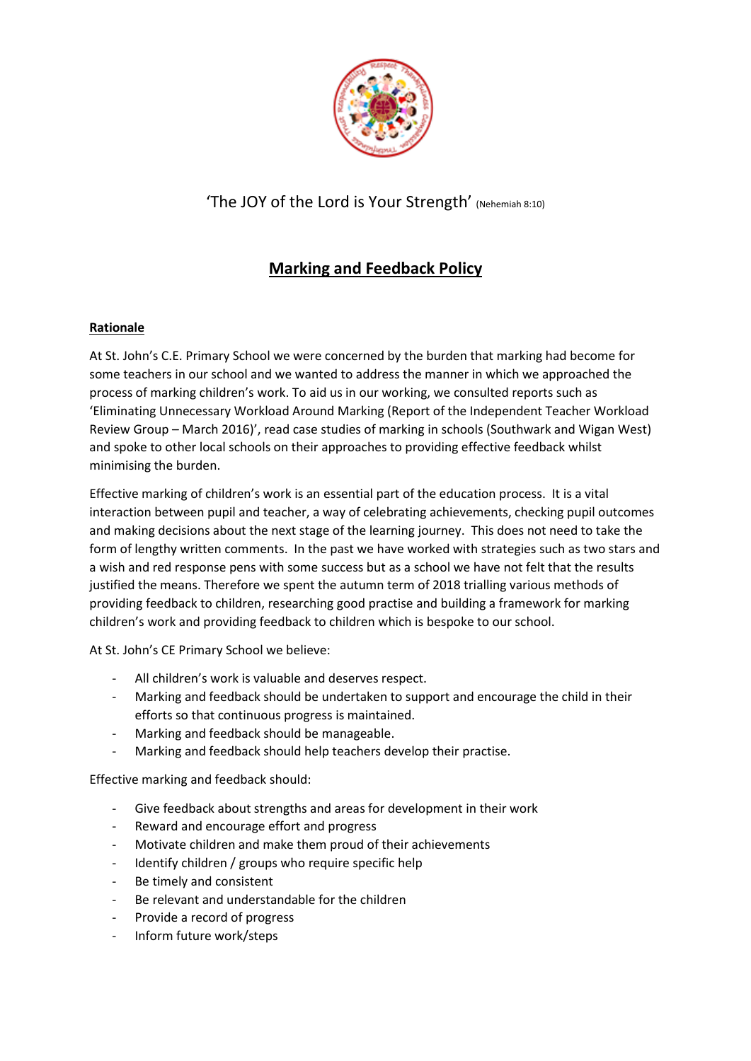'The JOY of the Lord is Your Strength' (Nehemiah 8:10)

# Marking and Feedback Policy

## Rationale

At St. John's C.E. Primary School we were concerned by the burden that marking had become for some teachers in our school and we wanted to address the manner in which we approached the process of marking children's work. To aid us in our working, we consulted reports such as 'Eliminating Unnecessary Workload Around Marking (Report of the Independent Teacher Workload Review Group – March 2016)', read case studies of marking in schools (Southwark and Wigan West) and spoke to other local schools on their approaches to providing effective feedback whilst minimising the burden.

Effective marking of children's work is an essential part of the education process. It is a vital interaction between pupil and teacher, a way of celebrating achievements, checking pupil outcomes and making decisions about the next stage of the learning journey. This does not need to take the form of lengthy written comments. In the past we have worked with strategies such as two stars and a wish and red response pens with some success but as a school we have not felt that the results justified the means. Therefore we spent the autumn term of 2018 trialling various methods of providing feedback to children, researching good practise and building a framework for marking children's work and providing feedback to children which is bespoke to our school.

At St. John's CE Primary School we believe:

- All children's work is valuable and deserves respect.
- Marking and feedback should be undertaken to support and encourage the child in their efforts so that continuous progress is maintained.
- Marking and feedback should be manageable.
- Marking and feedback should help teachers develop their practise.

Effective marking and feedback should:

- Give feedback about strengths and areas for development in their work
- Reward and encourage effort and progress
- Motivate children and make them proud of their achievements
- Identify children / groups who require specific help
- Be timely and consistent
- Be relevant and understandable for the children
- Provide a record of progress
- Inform future work/steps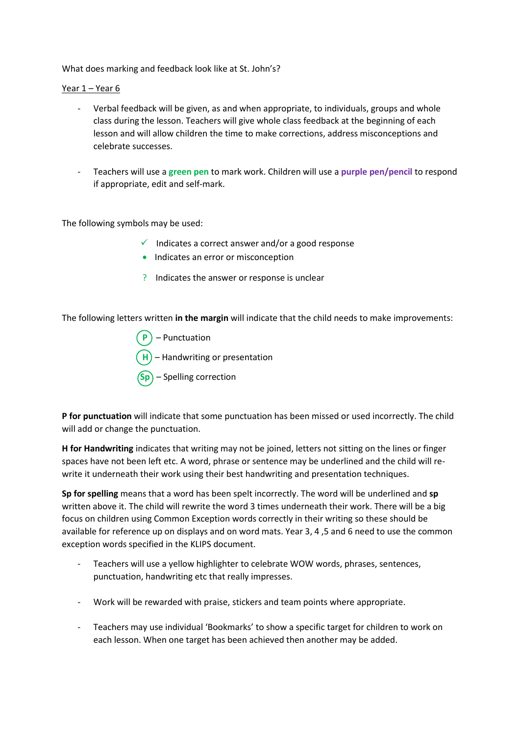What does marking and feedback look like at St. John's?

Year 1 – Year 6

- Verbal feedback will be given, as and when appropriate, to individuals, groups and whole class during the lesson. Teachers will give whole class feedback at the beginning of each lesson and will allow children the time to make corrections, address misconceptions and celebrate successes.

- Teachers will use a **green pen** to mark work. Children will use a **purple pen/pencil** to respond if appropriate, edit and self-mark.

The following symbols may be used:

- ✓ Indicates a correct answer and/or a good response
- • Indicates an error or misconception
- ? Indicates the answer or response is unclear

The following letters written **in the margin** will indicate that the child needs to make improvements:

- (P) – Punctuation
- (H) – Handwriting or presentation
- (Sp) – Spelling correction

**P for punctuation** will indicate that some punctuation has been missed or used incorrectly. The child will add or change the punctuation.

**H for Handwriting** indicates that writing may not be joined, letters not sitting on the lines or finger spaces have not been left etc. A word, phrase or sentence may be underlined and the child will re-write it underneath their work using their best handwriting and presentation techniques.

**Sp for spelling** means that a word has been spelt incorrectly. The word will be underlined and **sp** written above it. The child will rewrite the word 3 times underneath their work. There will be a big focus on children using Common Exception words correctly in their writing so these should be available for reference up on displays and on word mats. Year 3, 4 ,5 and 6 need to use the common exception words specified in the KLIPS document.

- Teachers will use a yellow highlighter to celebrate WOW words, phrases, sentences, punctuation, handwriting etc that really impresses.

- Work will be rewarded with praise, stickers and team points where appropriate.

- Teachers may use individual 'Bookmarks' to show a specific target for children to work on each lesson. When one target has been achieved then another may be added.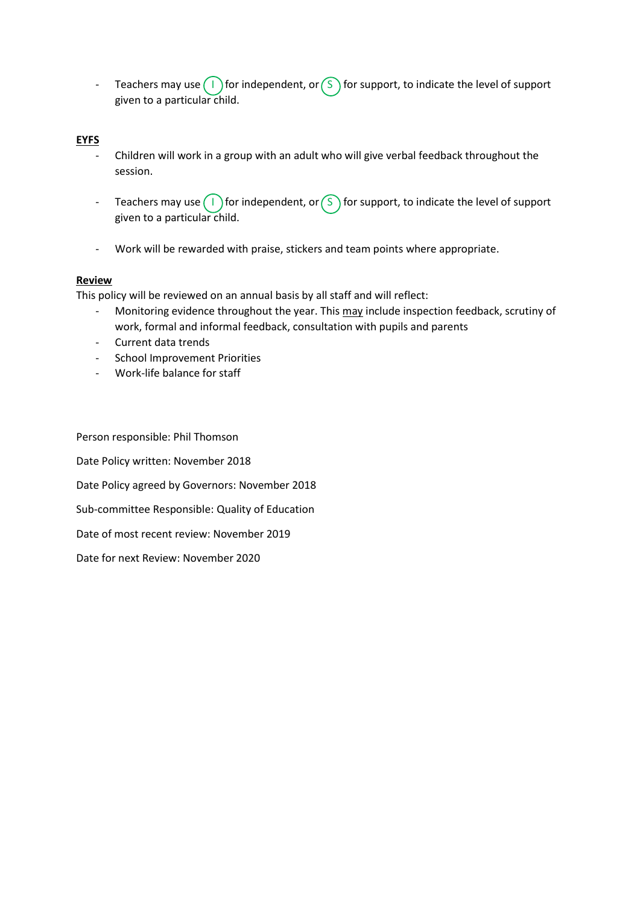- Teachers may use (I) for independent, or (S) for support, to indicate the level of support given to a particular child.

**EYFS**

- Children will work in a group with an adult who will give verbal feedback throughout the session.
- Teachers may use (I) for independent, or (S) for support, to indicate the level of support given to a particular child.
- Work will be rewarded with praise, stickers and team points where appropriate.

**Review**

This policy will be reviewed on an annual basis by all staff and will reflect:

- Monitoring evidence throughout the year. This may include inspection feedback, scrutiny of work, formal and informal feedback, consultation with pupils and parents
- Current data trends
- School Improvement Priorities
- Work-life balance for staff

Person responsible: Phil Thomson

Date Policy written: November 2018

Date Policy agreed by Governors: November 2018

Sub-committee Responsible: Quality of Education

Date of most recent review: November 2019

Date for next Review: November 2020